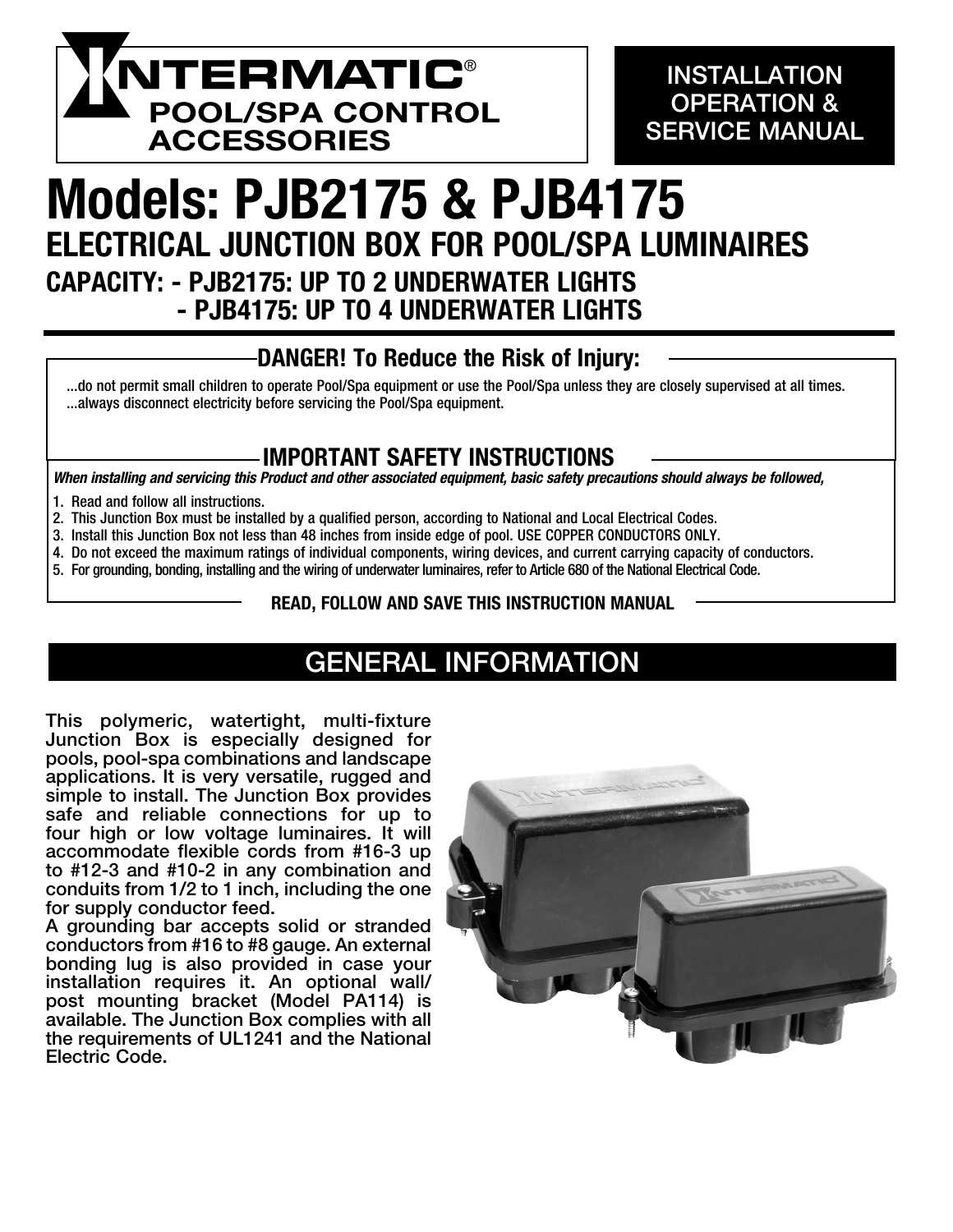# INTERMATIC®
**POOL/SPA CONTROL ACCESSORIES**

**INSTALLATION OPERATION & SERVICE MANUAL**

# Models: PJB2175 & PJB4175

## ELECTRICAL JUNCTION BOX FOR POOL/SPA LUMINAIRES

### CAPACITY: - PJB2175: UP TO 2 UNDERWATER LIGHTS
### - PJB4175: UP TO 4 UNDERWATER LIGHTS

### DANGER! To Reduce the Risk of Injury:

...do not permit small children to operate Pool/Spa equipment or use the Pool/Spa unless they are closely supervised at all times.
...always disconnect electricity before servicing the Pool/Spa equipment.

### IMPORTANT SAFETY INSTRUCTIONS

***When installing and servicing this Product and other associated equipment, basic safety precautions should always be followed,***

1. Read and follow all instructions.
2. This Junction Box must be installed by a qualified person, according to National and Local Electrical Codes.
3. Install this Junction Box not less than 48 inches from inside edge of pool. USE COPPER CONDUCTORS ONLY.
4. Do not exceed the maximum ratings of individual components, wiring devices, and current carrying capacity of conductors.
5. For grounding, bonding, installing and the wiring of underwater luminaires, refer to Article 680 of the National Electrical Code.

**READ, FOLLOW AND SAVE THIS INSTRUCTION MANUAL**

## GENERAL INFORMATION

**This polymeric, watertight, multi-fixture Junction Box is especially designed for pools, pool-spa combinations and landscape applications. It is very versatile, rugged and simple to install. The Junction Box provides safe and reliable connections for up to four high or low voltage luminaires. It will accommodate flexible cords from #16-3 up to #12-3 and #10-2 in any combination and conduits from 1/2 to 1 inch, including the one for supply conductor feed.**

**A grounding bar accepts solid or stranded conductors from #16 to #8 gauge. An external bonding lug is also provided in case your installation requires it. An optional wall/post mounting bracket (Model PA114) is available. The Junction Box complies with all the requirements of UL1241 and the National Electric Code.**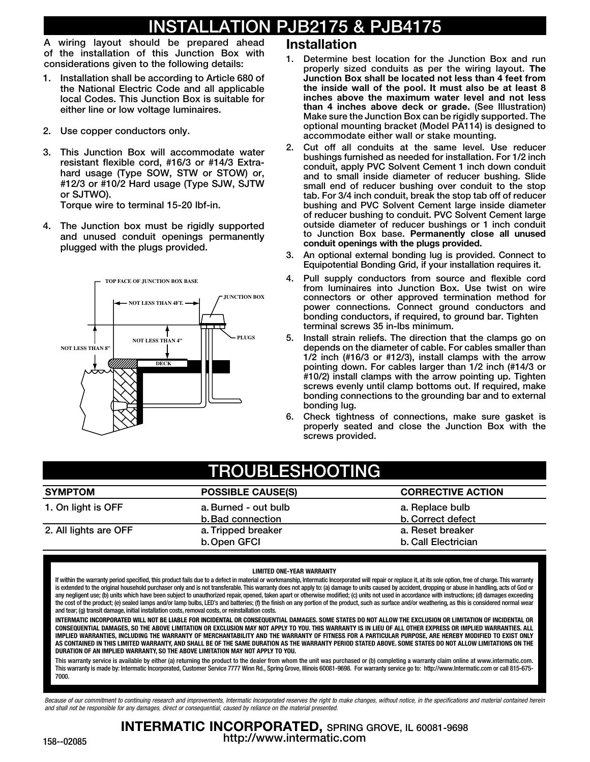# INSTALLATION PJB2175 & PJB4175

**A wiring layout should be prepared ahead of the installation of this Junction Box with considerations given to the following details:**

1. Installation shall be according to Article 680 of the National Electric Code and all applicable local Codes. This Junction Box is suitable for either line or low voltage luminaires.
2. Use copper conductors only.
3. This Junction Box will accommodate water resistant flexible cord, #16/3 or #14/3 Extra-hard usage (Type SOW, STW or STOW) or, #12/3 or #10/2 Hard usage (Type SJW, SJTW or SJTWO).
   Torque wire to terminal 15-20 lbf-in.
4. The Junction box must be rigidly supported and unused conduit openings permanently plugged with the plugs provided.

TOP FACE OF JUNCTION BOX BASE

NOT LESS THAN 4FT.

JUNCTION BOX

NOT LESS THAN 4"

PLUGS

NOT LESS THAN 8"

DECK

## Installation

1. Determine best location for the Junction Box and run properly sized conduits as per the wiring layout. **The Junction Box shall be located not less than 4 feet from the inside wall of the pool. It must also be at least 8 inches above the maximum water level and not less than 4 inches above deck or grade.** (See Illustration) Make sure the Junction Box can be rigidly supported. The optional mounting bracket (Model PA114) is designed to accommodate either wall or stake mounting.
2. Cut off all conduits at the same level. Use reducer bushings furnished as needed for installation. For 1/2 inch conduit, apply PVC Solvent Cement 1 inch down conduit and to small inside diameter of reducer bushing. Slide small end of reducer bushing over conduit to the stop tab. For 3/4 inch conduit, break the stop tab off of reducer bushing and PVC Solvent Cement large inside diameter of reducer bushing to conduit. PVC Solvent Cement large outside diameter of reducer bushings or 1 inch conduit to Junction Box base. **Permanently close all unused conduit openings with the plugs provided.**
3. An optional external bonding lug is provided. Connect to Equipotential Bonding Grid, if your installation requires it.
4. Pull supply conductors from source and flexible cord from luminaires into Junction Box. Use twist on wire connectors or other approved termination method for power connections. Connect ground conductors and bonding conductors, if required, to ground bar. Tighten terminal screws 35 in-lbs minimum.
5. Install strain reliefs. The direction that the clamps go on depends on the diameter of cable. For cables smaller than 1/2 inch (#16/3 or #12/3), install clamps with the arrow pointing down. For cables larger than 1/2 inch (#14/3 or #10/2) install clamps with the arrow pointing up. Tighten screws evenly until clamp bottoms out. If required, make bonding connections to the grounding bar and to external bonding lug.
6. Check tightness of connections, make sure gasket is properly seated and close the Junction Box with the screws provided.

# TROUBLESHOOTING

| SYMPTOM | POSSIBLE CAUSE(S) | CORRECTIVE ACTION |
|---|---|---|
| 1. On light is OFF | a. Burned - out bulb<br>b. Bad connection | a. Replace bulb<br>b. Correct defect |
| 2. All lights are OFF | a. Tripped breaker<br>b. Open GFCI | a. Reset breaker<br>b. Call Electrician |

**LIMITED ONE-YEAR WARRANTY**

If within the warranty period specified, this product fails due to a defect in material or workmanship, Intermatic Incorporated will repair or replace it, at its sole option, free of charge. This warranty is extended to the original household purchaser only and is not transferable. This warranty does not apply to: (a) damage to units caused by accident, dropping or abuse in handling, acts of God or any negligent use; (b) units which have been subject to unauthorized repair, opened, taken apart or otherwise modified; (c) units not used in accordance with instructions; (d) damages exceeding the cost of the product; (e) sealed lamps and/or lamp bulbs, LED's and batteries; (f) the finish on any portion of the product, such as surface and/or weathering, as this is considered normal wear and tear; (g) transit damage, initial installation costs, removal costs, or reinstallation costs.

INTERMATIC INCORPORATED WILL NOT BE LIABLE FOR INCIDENTAL OR CONSEQUENTIAL DAMAGES. SOME STATES DO NOT ALLOW THE EXCLUSION OR LIMITATION OF INCIDENTAL OR CONSEQUENTIAL DAMAGES, SO THE ABOVE LIMITATION OR EXCLUSION MAY NOT APPLY TO YOU. THIS WARRANTY IS IN LIEU OF ALL OTHER EXPRESS OR IMPLIED WARRANTIES. ALL IMPLIED WARRANTIES, INCLUDING THE WARRANTY OF MERCHANTABILITY AND THE WARRANTY OF FITNESS FOR A PARTICULAR PURPOSE, ARE HEREBY MODIFIED TO EXIST ONLY AS CONTAINED IN THIS LIMITED WARRANTY, AND SHALL BE OF THE SAME DURATION AS THE WARRANTY PERIOD STATED ABOVE. SOME STATES DO NOT ALLOW LIMITATIONS ON THE DURATION OF AN IMPLIED WARRANTY, SO THE ABOVE LIMITATION MAY NOT APPLY TO YOU.

This warranty service is available by either (a) returning the product to the dealer from whom the unit was purchased or (b) completing a warranty claim online at www.intermatic.com. This warranty is made by: Intermatic Incorporated, Customer Service 7777 Winn Rd., Spring Grove, Illinois 60081-9698. For warranty service go to: http://www.Intermatic.com or call 815-675-7000.

*Because of our commitment to continuing research and improvements, Intermatic Incorporated reserves the right to make changes, without notice, in the specifications and material contained herein and shall not be responsible for any damages, direct or consequential, caused by reliance on the material presented.*

**INTERMATIC INCORPORATED,** SPRING GROVE, IL 60081-9698
**http://www.intermatic.com**

158--02085